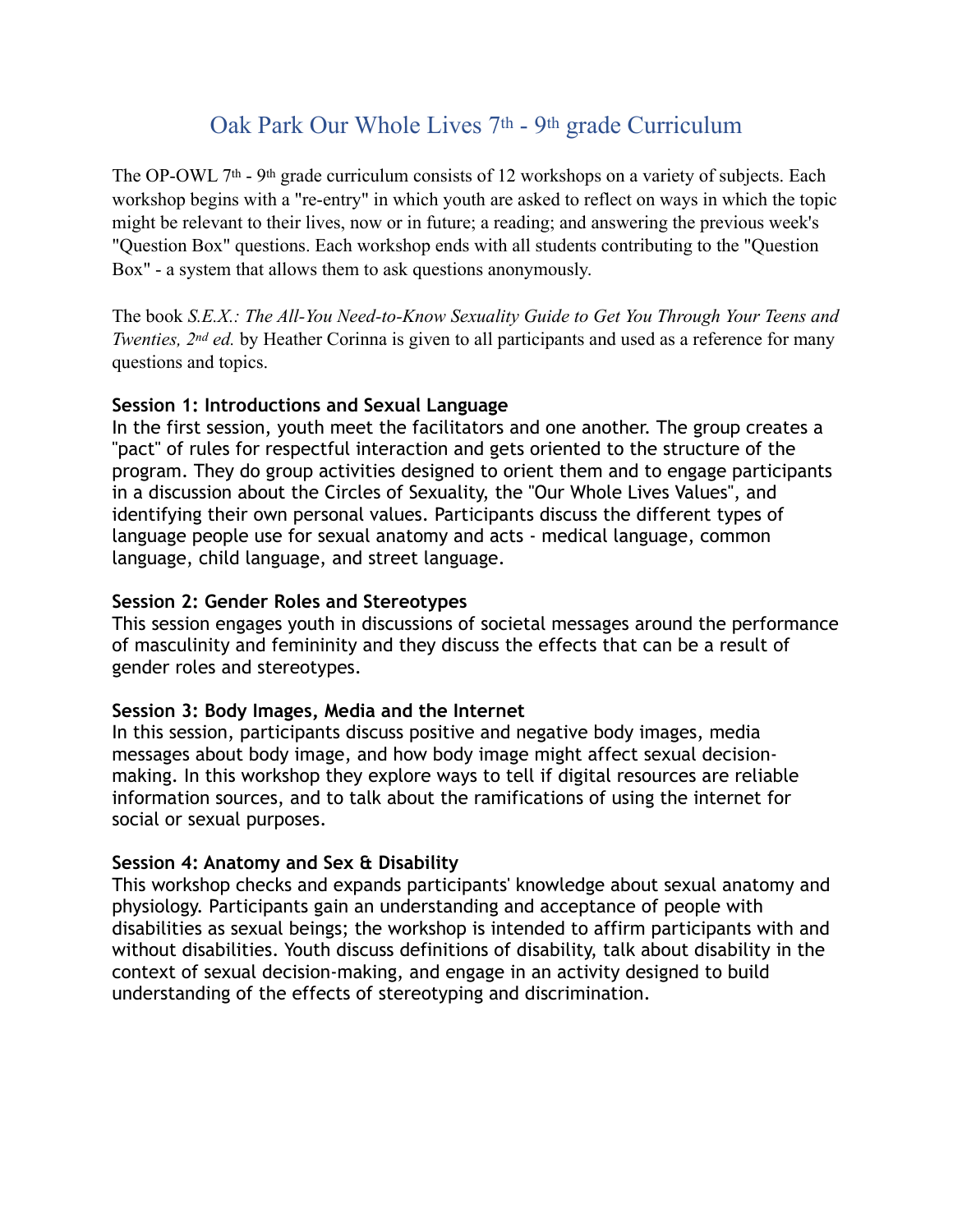# Oak Park Our Whole Lives 7th - 9th grade Curriculum

The OP-OWL 7th - 9th grade curriculum consists of 12 workshops on a variety of subjects. Each workshop begins with a "re-entry" in which youth are asked to reflect on ways in which the topic might be relevant to their lives, now or in future; a reading; and answering the previous week's "Question Box" questions. Each workshop ends with all students contributing to the "Question Box" - a system that allows them to ask questions anonymously.

The book *S.E.X.: The All-You Need-to-Know Sexuality Guide to Get You Through Your Teens and Twenties, 2nd ed.* by Heather Corinna is given to all participants and used as a reference for many questions and topics.

**Session 1: Introductions and Sexual Language**
In the first session, youth meet the facilitators and one another. The group creates a "pact" of rules for respectful interaction and gets oriented to the structure of the program. They do group activities designed to orient them and to engage participants in a discussion about the Circles of Sexuality, the "Our Whole Lives Values", and identifying their own personal values. Participants discuss the different types of language people use for sexual anatomy and acts - medical language, common language, child language, and street language.

**Session 2: Gender Roles and Stereotypes**
This session engages youth in discussions of societal messages around the performance of masculinity and femininity and they discuss the effects that can be a result of gender roles and stereotypes.

**Session 3: Body Images, Media and the Internet**
In this session, participants discuss positive and negative body images, media messages about body image, and how body image might affect sexual decision-making. In this workshop they explore ways to tell if digital resources are reliable information sources, and to talk about the ramifications of using the internet for social or sexual purposes.

**Session 4: Anatomy and Sex & Disability**
This workshop checks and expands participants' knowledge about sexual anatomy and physiology. Participants gain an understanding and acceptance of people with disabilities as sexual beings; the workshop is intended to affirm participants with and without disabilities. Youth discuss definitions of disability, talk about disability in the context of sexual decision-making, and engage in an activity designed to build understanding of the effects of stereotyping and discrimination.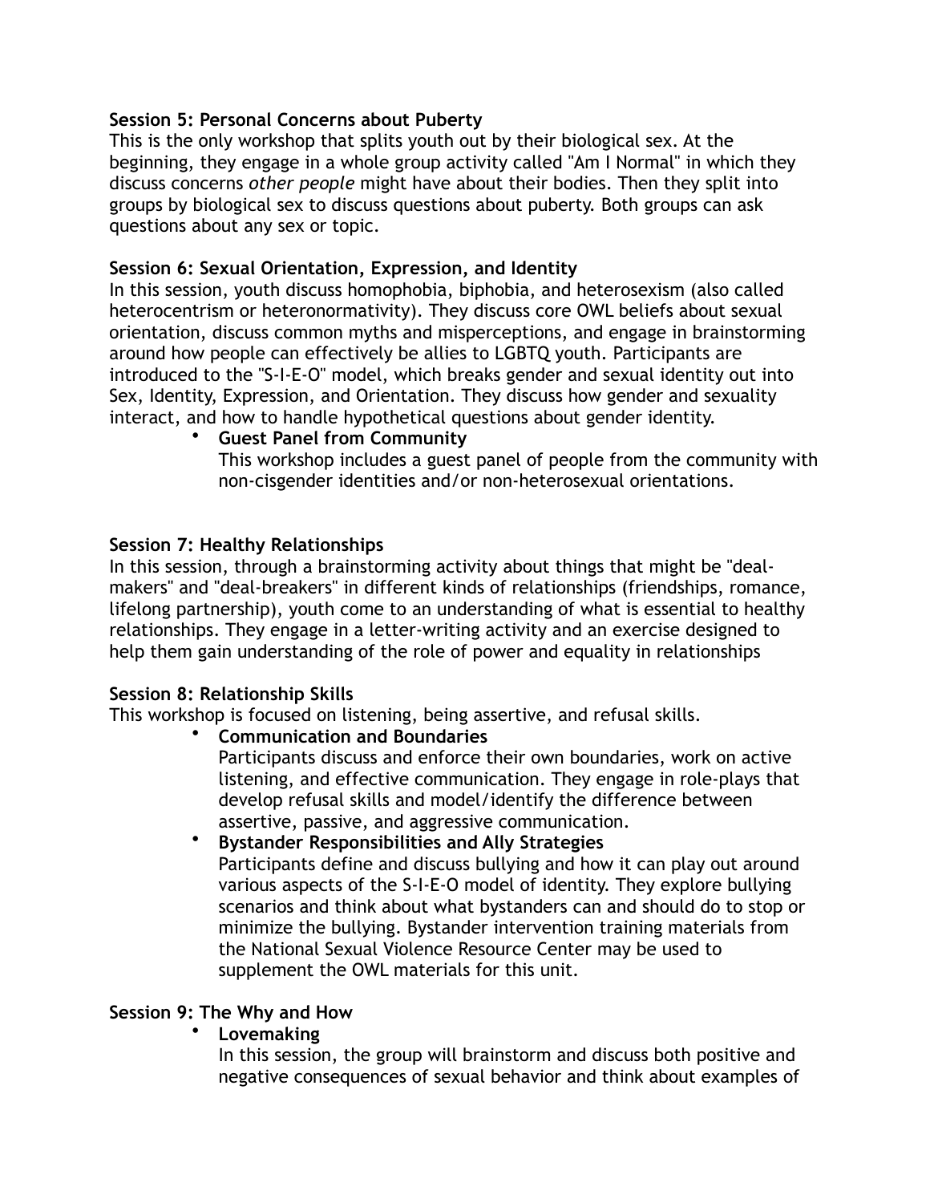**Session 5: Personal Concerns about Puberty**
This is the only workshop that splits youth out by their biological sex. At the beginning, they engage in a whole group activity called "Am I Normal" in which they discuss concerns *other people* might have about their bodies. Then they split into groups by biological sex to discuss questions about puberty. Both groups can ask questions about any sex or topic.

**Session 6: Sexual Orientation, Expression, and Identity**
In this session, youth discuss homophobia, biphobia, and heterosexism (also called heterocentrism or heteronormativity). They discuss core OWL beliefs about sexual orientation, discuss common myths and misperceptions, and engage in brainstorming around how people can effectively be allies to LGBTQ youth. Participants are introduced to the "S-I-E-O" model, which breaks gender and sexual identity out into Sex, Identity, Expression, and Orientation. They discuss how gender and sexuality interact, and how to handle hypothetical questions about gender identity.

- **Guest Panel from Community**
  This workshop includes a guest panel of people from the community with non-cisgender identities and/or non-heterosexual orientations.

**Session 7: Healthy Relationships**
In this session, through a brainstorming activity about things that might be "deal-makers" and "deal-breakers" in different kinds of relationships (friendships, romance, lifelong partnership), youth come to an understanding of what is essential to healthy relationships. They engage in a letter-writing activity and an exercise designed to help them gain understanding of the role of power and equality in relationships

**Session 8: Relationship Skills**
This workshop is focused on listening, being assertive, and refusal skills.

- **Communication and Boundaries**
  Participants discuss and enforce their own boundaries, work on active listening, and effective communication. They engage in role-plays that develop refusal skills and model/identify the difference between assertive, passive, and aggressive communication.
- **Bystander Responsibilities and Ally Strategies**
  Participants define and discuss bullying and how it can play out around various aspects of the S-I-E-O model of identity. They explore bullying scenarios and think about what bystanders can and should do to stop or minimize the bullying. Bystander intervention training materials from the National Sexual Violence Resource Center may be used to supplement the OWL materials for this unit.

**Session 9: The Why and How**

- **Lovemaking**
  In this session, the group will brainstorm and discuss both positive and negative consequences of sexual behavior and think about examples of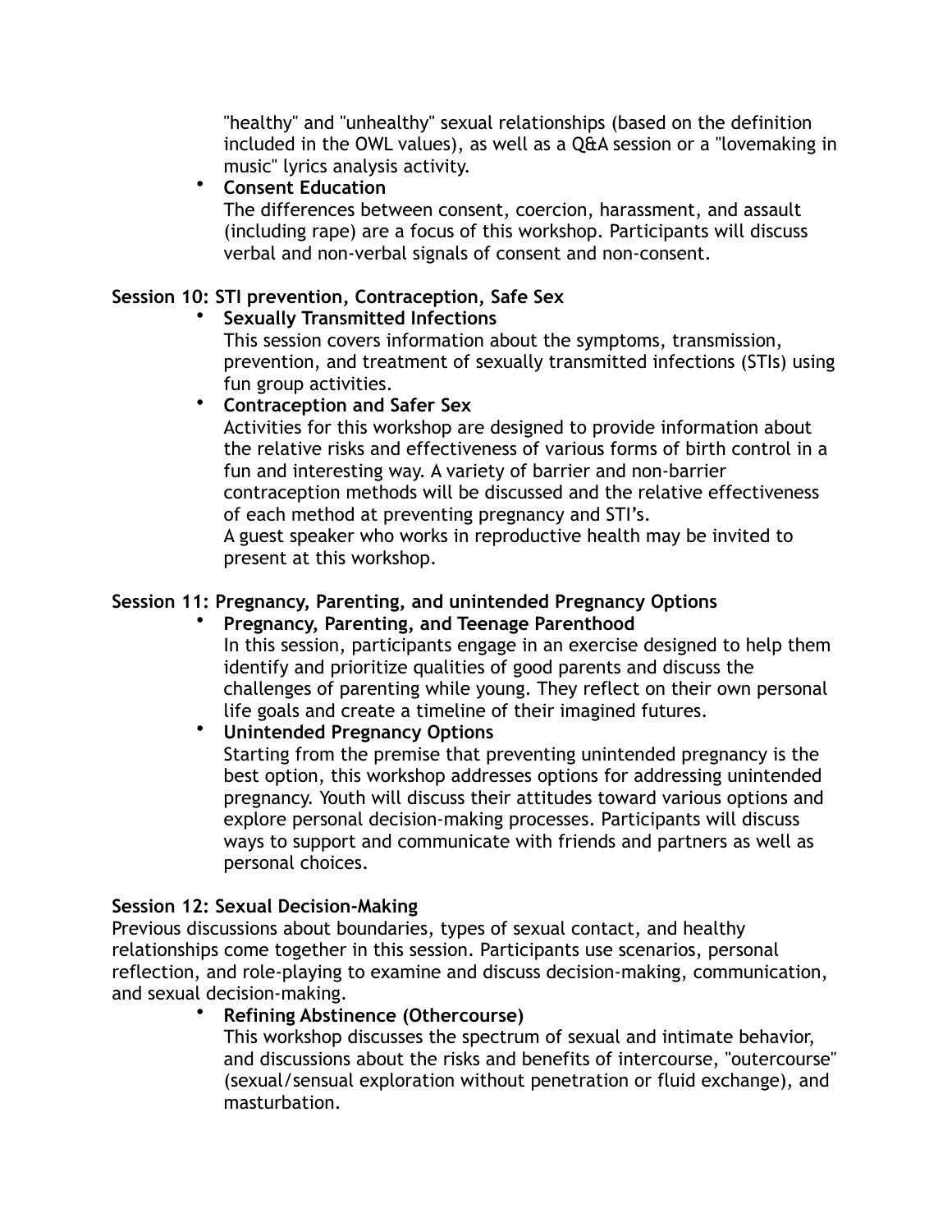"healthy" and "unhealthy" sexual relationships (based on the definition included in the OWL values), as well as a Q&A session or a "lovemaking in music" lyrics analysis activity.

- **Consent Education**
  The differences between consent, coercion, harassment, and assault (including rape) are a focus of this workshop. Participants will discuss verbal and non-verbal signals of consent and non-consent.

**Session 10: STI prevention, Contraception, Safe Sex**

- **Sexually Transmitted Infections**
  This session covers information about the symptoms, transmission, prevention, and treatment of sexually transmitted infections (STIs) using fun group activities.
- **Contraception and Safer Sex**
  Activities for this workshop are designed to provide information about the relative risks and effectiveness of various forms of birth control in a fun and interesting way. A variety of barrier and non-barrier contraception methods will be discussed and the relative effectiveness of each method at preventing pregnancy and STI's.
  A guest speaker who works in reproductive health may be invited to present at this workshop.

**Session 11: Pregnancy, Parenting, and unintended Pregnancy Options**

- **Pregnancy, Parenting, and Teenage Parenthood**
  In this session, participants engage in an exercise designed to help them identify and prioritize qualities of good parents and discuss the challenges of parenting while young. They reflect on their own personal life goals and create a timeline of their imagined futures.
- **Unintended Pregnancy Options**
  Starting from the premise that preventing unintended pregnancy is the best option, this workshop addresses options for addressing unintended pregnancy. Youth will discuss their attitudes toward various options and explore personal decision-making processes. Participants will discuss ways to support and communicate with friends and partners as well as personal choices.

**Session 12: Sexual Decision-Making**

Previous discussions about boundaries, types of sexual contact, and healthy relationships come together in this session. Participants use scenarios, personal reflection, and role-playing to examine and discuss decision-making, communication, and sexual decision-making.

- **Refining Abstinence (Othercourse)**
  This workshop discusses the spectrum of sexual and intimate behavior, and discussions about the risks and benefits of intercourse, "outercourse" (sexual/sensual exploration without penetration or fluid exchange), and masturbation.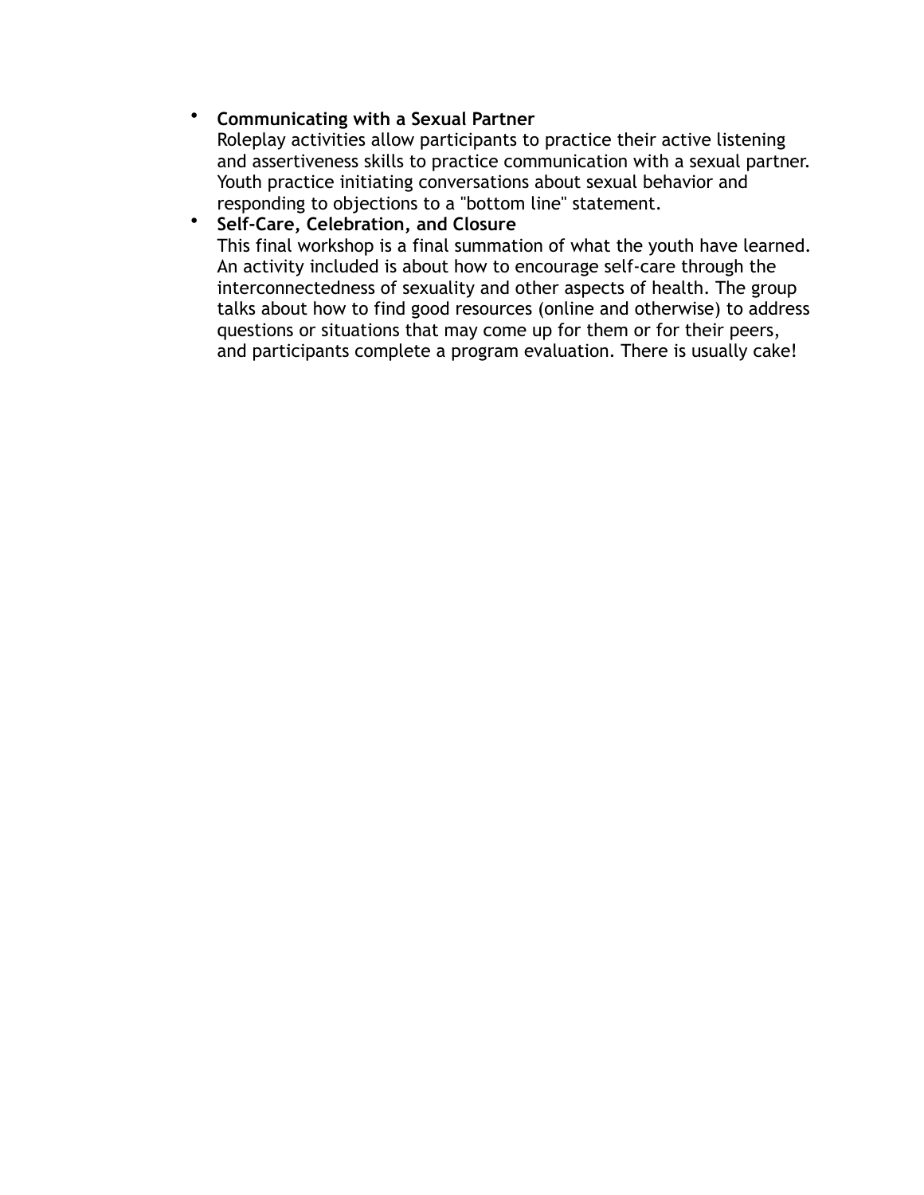- **Communicating with a Sexual Partner**
  Roleplay activities allow participants to practice their active listening and assertiveness skills to practice communication with a sexual partner. Youth practice initiating conversations about sexual behavior and responding to objections to a "bottom line" statement.
- **Self-Care, Celebration, and Closure**
  This final workshop is a final summation of what the youth have learned. An activity included is about how to encourage self-care through the interconnectedness of sexuality and other aspects of health. The group talks about how to find good resources (online and otherwise) to address questions or situations that may come up for them or for their peers, and participants complete a program evaluation. There is usually cake!